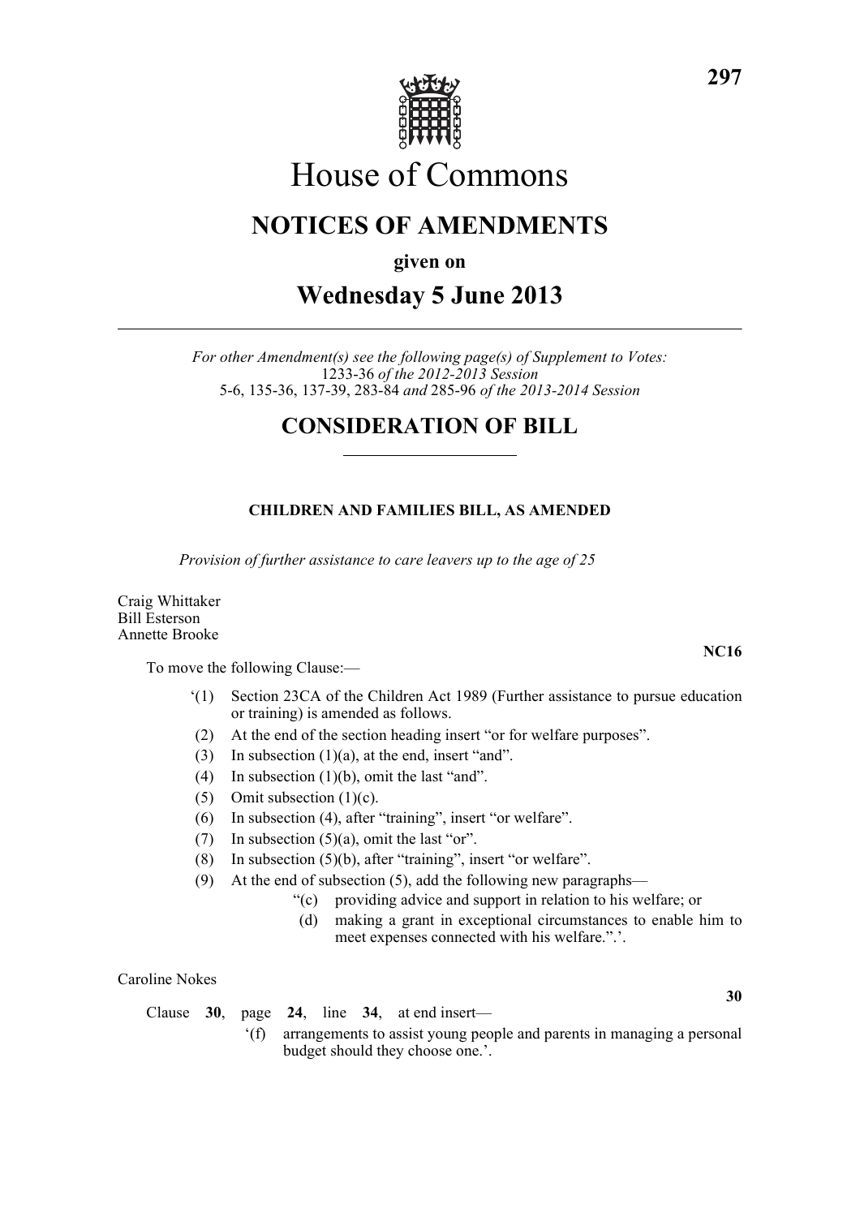# House of Commons

## NOTICES OF AMENDMENTS

**given on**

## Wednesday 5 June 2013

*For other Amendment(s) see the following page(s) of Supplement to Votes:*
1233-36 *of the 2012-2013 Session*
5-6, 135-36, 137-39, 283-84 *and* 285-96 *of the 2013-2014 Session*

## CONSIDERATION OF BILL

### CHILDREN AND FAMILIES BILL, AS AMENDED

*Provision of further assistance to care leavers up to the age of 25*

Craig Whittaker
Bill Esterson
Annette Brooke

**NC16**

To move the following Clause:—

'(1) Section 23CA of the Children Act 1989 (Further assistance to pursue education or training) is amended as follows.

(2) At the end of the section heading insert "or for welfare purposes".

(3) In subsection (1)(a), at the end, insert "and".

(4) In subsection (1)(b), omit the last "and".

(5) Omit subsection (1)(c).

(6) In subsection (4), after "training", insert "or welfare".

(7) In subsection (5)(a), omit the last "or".

(8) In subsection (5)(b), after "training", insert "or welfare".

(9) At the end of subsection (5), add the following new paragraphs—

"(c) providing advice and support in relation to his welfare; or

(d) making a grant in exceptional circumstances to enable him to meet expenses connected with his welfare.".'.

Caroline Nokes

**30**

Clause **30**, page **24**, line **34**, at end insert—

'(f) arrangements to assist young people and parents in managing a personal budget should they choose one.'.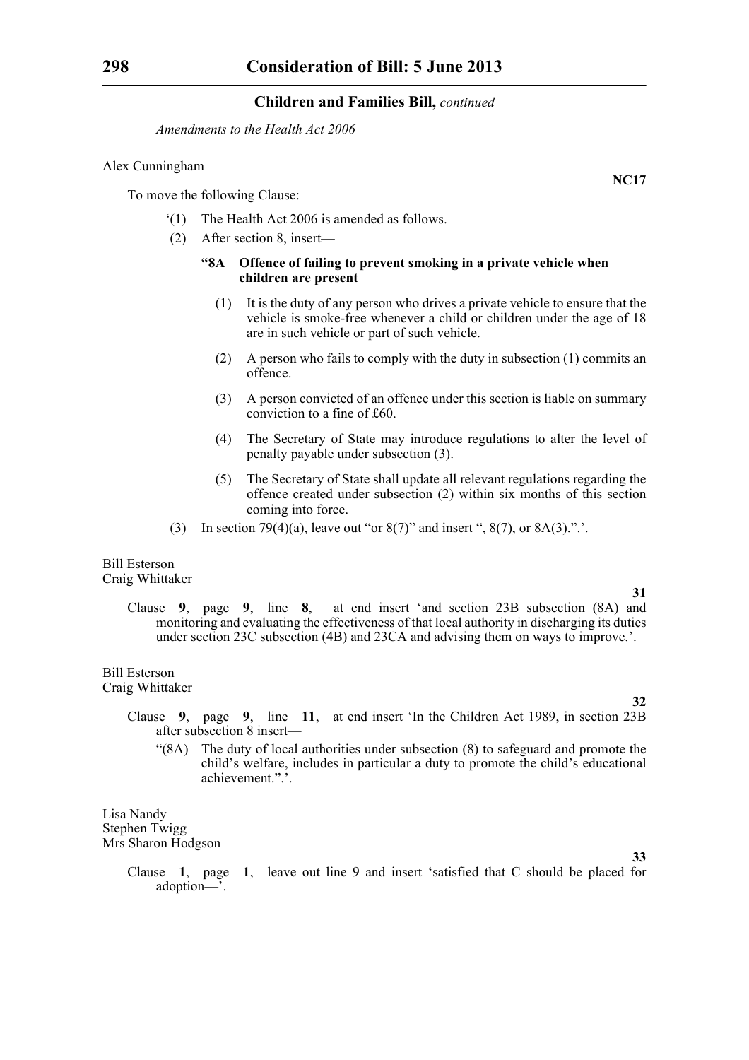*Amendments to the Health Act 2006*

Alex Cunningham

**NC17**

To move the following Clause:—

'(1) The Health Act 2006 is amended as follows.

(2) After section 8, insert—

**"8A Offence of failing to prevent smoking in a private vehicle when children are present**

(1) It is the duty of any person who drives a private vehicle to ensure that the vehicle is smoke-free whenever a child or children under the age of 18 are in such vehicle or part of such vehicle.

(2) A person who fails to comply with the duty in subsection (1) commits an offence.

(3) A person convicted of an offence under this section is liable on summary conviction to a fine of £60.

(4) The Secretary of State may introduce regulations to alter the level of penalty payable under subsection (3).

(5) The Secretary of State shall update all relevant regulations regarding the offence created under subsection (2) within six months of this section coming into force.

(3) In section 79(4)(a), leave out "or 8(7)" and insert ", 8(7), or 8A(3).".'.

Bill Esterson
Craig Whittaker

**31**

Clause **9**, page **9**, line **8**, at end insert 'and section 23B subsection (8A) and monitoring and evaluating the effectiveness of that local authority in discharging its duties under section 23C subsection (4B) and 23CA and advising them on ways to improve.'.

Bill Esterson
Craig Whittaker

**32**

Clause **9**, page **9**, line **11**, at end insert 'In the Children Act 1989, in section 23B after subsection 8 insert—

"(8A) The duty of local authorities under subsection (8) to safeguard and promote the child's welfare, includes in particular a duty to promote the child's educational achievement.".'.

Lisa Nandy
Stephen Twigg
Mrs Sharon Hodgson

**33**

Clause **1**, page **1**, leave out line 9 and insert 'satisfied that C should be placed for adoption—'.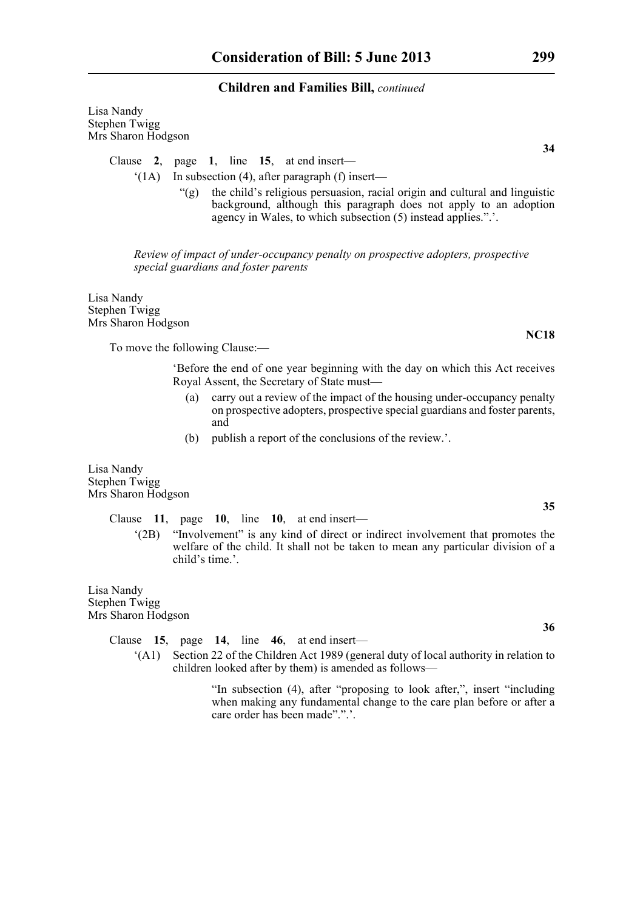Lisa Nandy
Stephen Twigg
Mrs Sharon Hodgson

**34**

Clause **2**, page **1**, line **15**, at end insert—

'(1A) In subsection (4), after paragraph (f) insert—

"(g) the child's religious persuasion, racial origin and cultural and linguistic background, although this paragraph does not apply to an adoption agency in Wales, to which subsection (5) instead applies.".'.

*Review of impact of under-occupancy penalty on prospective adopters, prospective special guardians and foster parents*

Lisa Nandy
Stephen Twigg
Mrs Sharon Hodgson

**NC18**

To move the following Clause:—

'Before the end of one year beginning with the day on which this Act receives Royal Assent, the Secretary of State must—

(a) carry out a review of the impact of the housing under-occupancy penalty on prospective adopters, prospective special guardians and foster parents, and

(b) publish a report of the conclusions of the review.'.

Lisa Nandy
Stephen Twigg
Mrs Sharon Hodgson

**35**

Clause **11**, page **10**, line **10**, at end insert—

'(2B) "Involvement" is any kind of direct or indirect involvement that promotes the welfare of the child. It shall not be taken to mean any particular division of a child's time.'.

Lisa Nandy
Stephen Twigg
Mrs Sharon Hodgson

**36**

Clause **15**, page **14**, line **46**, at end insert—

'(A1) Section 22 of the Children Act 1989 (general duty of local authority in relation to children looked after by them) is amended as follows—

"In subsection (4), after "proposing to look after,", insert "including when making any fundamental change to the care plan before or after a care order has been made".".'.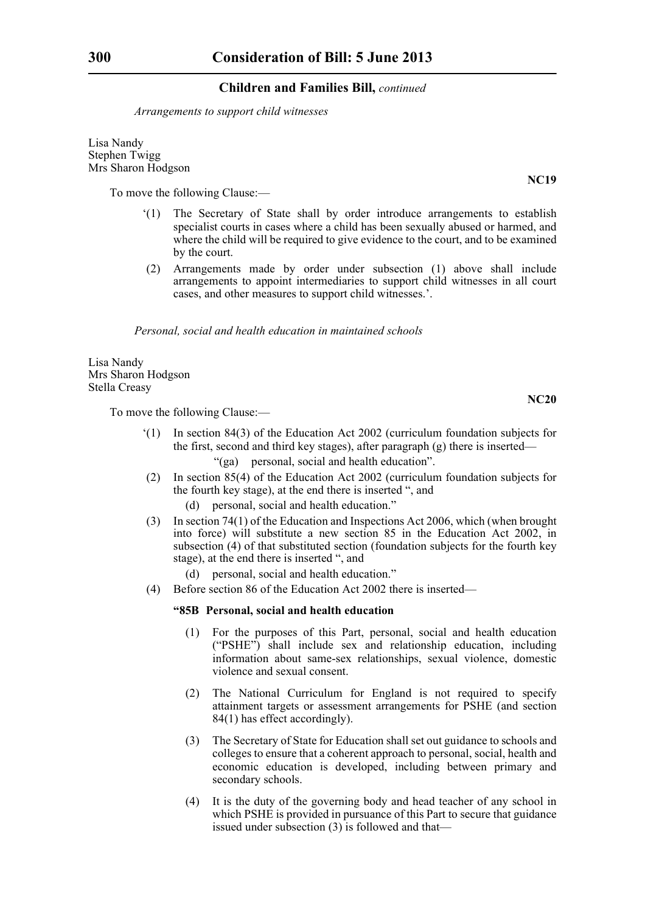*Arrangements to support child witnesses*

Lisa Nandy
Stephen Twigg
Mrs Sharon Hodgson

**NC19**

To move the following Clause:—

'(1) The Secretary of State shall by order introduce arrangements to establish specialist courts in cases where a child has been sexually abused or harmed, and where the child will be required to give evidence to the court, and to be examined by the court.

(2) Arrangements made by order under subsection (1) above shall include arrangements to appoint intermediaries to support child witnesses in all court cases, and other measures to support child witnesses.'.

*Personal, social and health education in maintained schools*

Lisa Nandy
Mrs Sharon Hodgson
Stella Creasy

**NC20**

To move the following Clause:—

'(1) In section 84(3) of the Education Act 2002 (curriculum foundation subjects for the first, second and third key stages), after paragraph (g) there is inserted—

"(ga) personal, social and health education".

(2) In section 85(4) of the Education Act 2002 (curriculum foundation subjects for the fourth key stage), at the end there is inserted ", and

(d) personal, social and health education."

(3) In section 74(1) of the Education and Inspections Act 2006, which (when brought into force) will substitute a new section 85 in the Education Act 2002, in subsection (4) of that substituted section (foundation subjects for the fourth key stage), at the end there is inserted ", and

(d) personal, social and health education."

(4) Before section 86 of the Education Act 2002 there is inserted—

**"85B Personal, social and health education**

(1) For the purposes of this Part, personal, social and health education ("PSHE") shall include sex and relationship education, including information about same-sex relationships, sexual violence, domestic violence and sexual consent.

(2) The National Curriculum for England is not required to specify attainment targets or assessment arrangements for PSHE (and section 84(1) has effect accordingly).

(3) The Secretary of State for Education shall set out guidance to schools and colleges to ensure that a coherent approach to personal, social, health and economic education is developed, including between primary and secondary schools.

(4) It is the duty of the governing body and head teacher of any school in which PSHE is provided in pursuance of this Part to secure that guidance issued under subsection (3) is followed and that—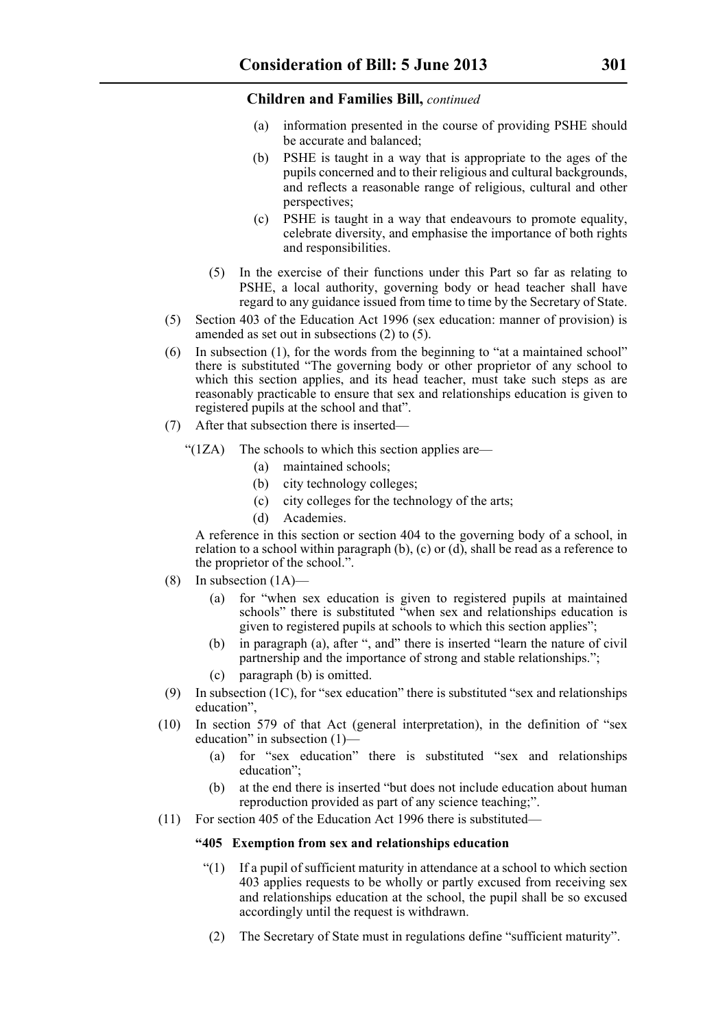(a) information presented in the course of providing PSHE should be accurate and balanced;

(b) PSHE is taught in a way that is appropriate to the ages of the pupils concerned and to their religious and cultural backgrounds, and reflects a reasonable range of religious, cultural and other perspectives;

(c) PSHE is taught in a way that endeavours to promote equality, celebrate diversity, and emphasise the importance of both rights and responsibilities.

(5) In the exercise of their functions under this Part so far as relating to PSHE, a local authority, governing body or head teacher shall have regard to any guidance issued from time to time by the Secretary of State.

(5) Section 403 of the Education Act 1996 (sex education: manner of provision) is amended as set out in subsections (2) to (5).

(6) In subsection (1), for the words from the beginning to "at a maintained school" there is substituted "The governing body or other proprietor of any school to which this section applies, and its head teacher, must take such steps as are reasonably practicable to ensure that sex and relationships education is given to registered pupils at the school and that".

(7) After that subsection there is inserted—

"(1ZA) The schools to which this section applies are—

(a) maintained schools;

(b) city technology colleges;

(c) city colleges for the technology of the arts;

(d) Academies.

A reference in this section or section 404 to the governing body of a school, in relation to a school within paragraph (b), (c) or (d), shall be read as a reference to the proprietor of the school.".

(8) In subsection (1A)—

(a) for "when sex education is given to registered pupils at maintained schools" there is substituted "when sex and relationships education is given to registered pupils at schools to which this section applies";

(b) in paragraph (a), after ", and" there is inserted "learn the nature of civil partnership and the importance of strong and stable relationships.";

(c) paragraph (b) is omitted.

(9) In subsection (1C), for "sex education" there is substituted "sex and relationships education",

(10) In section 579 of that Act (general interpretation), in the definition of "sex education" in subsection (1)—

(a) for "sex education" there is substituted "sex and relationships education";

(b) at the end there is inserted "but does not include education about human reproduction provided as part of any science teaching;".

(11) For section 405 of the Education Act 1996 there is substituted—

**"405 Exemption from sex and relationships education**

"(1) If a pupil of sufficient maturity in attendance at a school to which section 403 applies requests to be wholly or partly excused from receiving sex and relationships education at the school, the pupil shall be so excused accordingly until the request is withdrawn.

(2) The Secretary of State must in regulations define "sufficient maturity".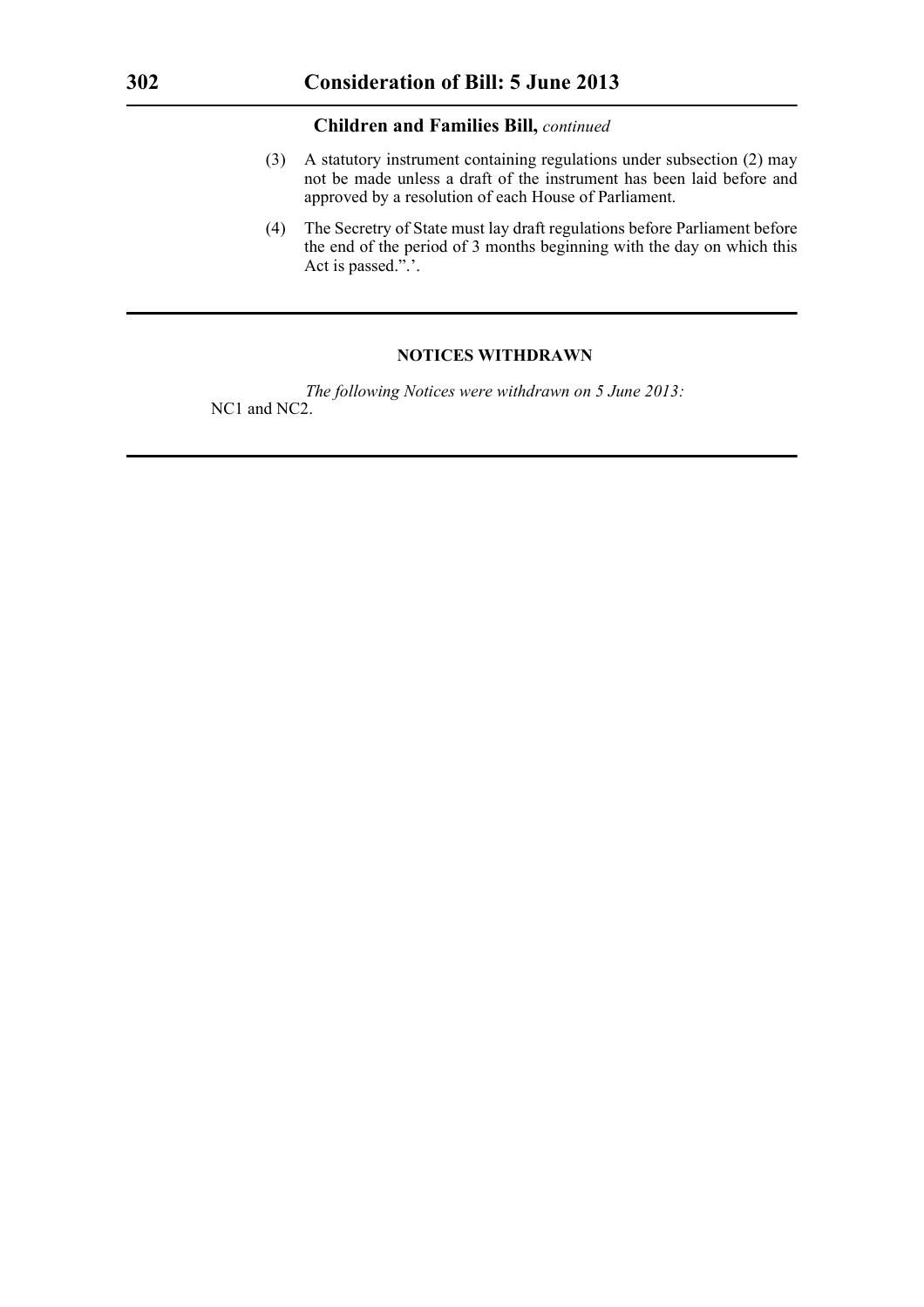**Children and Families Bill,** *continued*

(3) A statutory instrument containing regulations under subsection (2) may not be made unless a draft of the instrument has been laid before and approved by a resolution of each House of Parliament.

(4) The Secretry of State must lay draft regulations before Parliament before the end of the period of 3 months beginning with the day on which this Act is passed.".'.

---

**NOTICES WITHDRAWN**

*The following Notices were withdrawn on 5 June 2013:*

NC1 and NC2.